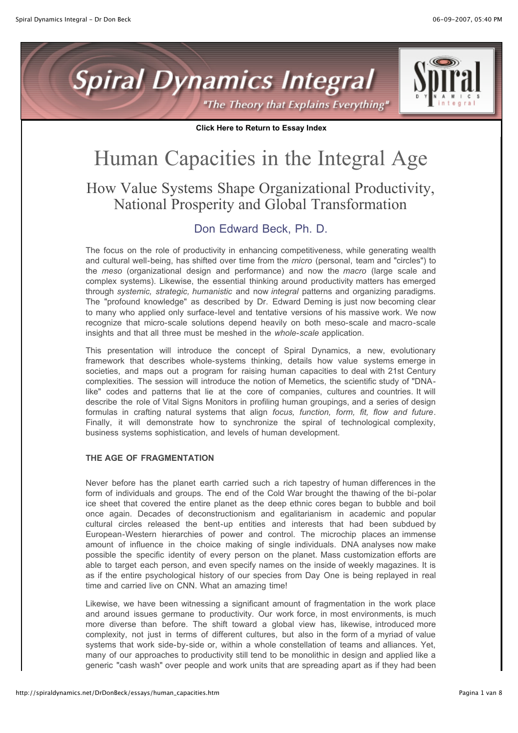Click Here to Return to Essay Index

# Human Capacities in the Integral Age

## How Value Systems Shape Organizational Productivity, National Prosperity and Global Transformation

### Don Edward Beck, Ph. D.

The focus on the role of productivity in enhancing competitiveness, while generating wealth and cultural well-being, has shifted over time from the *micro* (personal, team and "circles") to the *meso* (organizational design and performance) and now the *macro* (large scale and complex systems). Likewise, the essential thinking around productivity matters has emerged through *systemic, strategic, humanistic* and now *integral* patterns and organizing paradigms. The "profound knowledge" as described by Dr. Edward Deming is just now becoming clear to many who applied only surface-level and tentative versions of his massive work. We now recognize that micro-scale solutions depend heavily on both meso-scale and macro-scale insights and that all three must be meshed in the *whole-scale* application.

This presentation will introduce the concept of Spiral Dynamics, a new, evolutionary framework that describes whole-systems thinking, details how value systems emerge in societies, and maps out a program for raising human capacities to deal with 21st Century complexities. The session will introduce the notion of Memetics, the scientific study of "DNA-like" codes and patterns that lie at the core of companies, cultures and countries. It will describe the role of Vital Signs Monitors in profiling human groupings, and a series of design formulas in crafting natural systems that align *focus, function, form, fit, flow and future*. Finally, it will demonstrate how to synchronize the spiral of technological complexity, business systems sophistication, and levels of human development.

**THE AGE OF FRAGMENTATION**

Never before has the planet earth carried such a rich tapestry of human differences in the form of individuals and groups. The end of the Cold War brought the thawing of the bi-polar ice sheet that covered the entire planet as the deep ethnic cores began to bubble and boil once again. Decades of deconstructionism and egalitarianism in academic and popular cultural circles released the bent-up entities and interests that had been subdued by European-Western hierarchies of power and control. The microchip places an immense amount of influence in the choice making of single individuals. DNA analyses now make possible the specific identity of every person on the planet. Mass customization efforts are able to target each person, and even specify names on the inside of weekly magazines. It is as if the entire psychological history of our species from Day One is being replayed in real time and carried live on CNN. What an amazing time!

Likewise, we have been witnessing a significant amount of fragmentation in the work place and around issues germane to productivity. Our work force, in most environments, is much more diverse than before. The shift toward a global view has, likewise, introduced more complexity, not just in terms of different cultures, but also in the form of a myriad of value systems that work side-by-side or, within a whole constellation of teams and alliances. Yet, many of our approaches to productivity still tend to be monolithic in design and applied like a generic "cash wash" over people and work units that are spreading apart as if they had been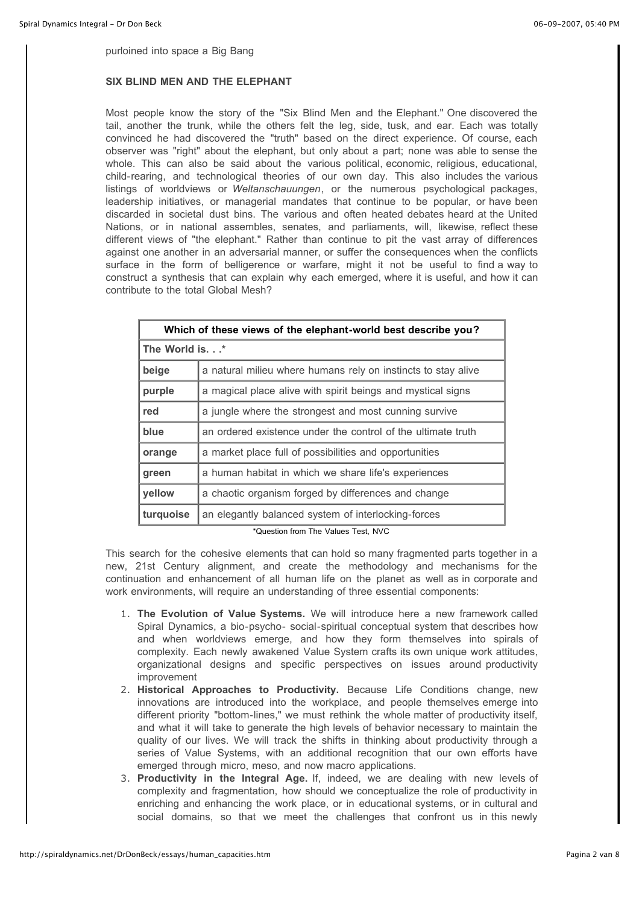purloined into space a Big Bang

**SIX BLIND MEN AND THE ELEPHANT**

Most people know the story of the "Six Blind Men and the Elephant." One discovered the tail, another the trunk, while the others felt the leg, side, tusk, and ear. Each was totally convinced he had discovered the "truth" based on the direct experience. Of course, each observer was "right" about the elephant, but only about a part; none was able to sense the whole. This can also be said about the various political, economic, religious, educational, child-rearing, and technological theories of our own day. This also includes the various listings of worldviews or *Weltanschauungen*, or the numerous psychological packages, leadership initiatives, or managerial mandates that continue to be popular, or have been discarded in societal dust bins. The various and often heated debates heard at the United Nations, or in national assembles, senates, and parliaments, will, likewise, reflect these different views of "the elephant." Rather than continue to pit the vast array of differences against one another in an adversarial manner, or suffer the consequences when the conflicts surface in the form of belligerence or warfare, might it not be useful to find a way to construct a synthesis that can explain why each emerged, where it is useful, and how it can contribute to the total Global Mesh?

| **Which of these views of the elephant-world best describe you?** | |
|---|---|
| **The World is. . .*** | |
| **beige** | a natural milieu where humans rely on instincts to stay alive |
| **purple** | a magical place alive with spirit beings and mystical signs |
| **red** | a jungle where the strongest and most cunning survive |
| **blue** | an ordered existence under the control of the ultimate truth |
| **orange** | a market place full of possibilities and opportunities |
| **green** | a human habitat in which we share life's experiences |
| **yellow** | a chaotic organism forged by differences and change |
| **turquoise** | an elegantly balanced system of interlocking-forces |

*Question from The Values Test, NVC

This search for the cohesive elements that can hold so many fragmented parts together in a new, 21st Century alignment, and create the methodology and mechanisms for the continuation and enhancement of all human life on the planet as well as in corporate and work environments, will require an understanding of three essential components:

1. **The Evolution of Value Systems.** We will introduce here a new framework called Spiral Dynamics, a bio-psycho- social-spiritual conceptual system that describes how and when worldviews emerge, and how they form themselves into spirals of complexity. Each newly awakened Value System crafts its own unique work attitudes, organizational designs and specific perspectives on issues around productivity improvement
2. **Historical Approaches to Productivity.** Because Life Conditions change, new innovations are introduced into the workplace, and people themselves emerge into different priority "bottom-lines," we must rethink the whole matter of productivity itself, and what it will take to generate the high levels of behavior necessary to maintain the quality of our lives. We will track the shifts in thinking about productivity through a series of Value Systems, with an additional recognition that our own efforts have emerged through micro, meso, and now macro applications.
3. **Productivity in the Integral Age.** If, indeed, we are dealing with new levels of complexity and fragmentation, how should we conceptualize the role of productivity in enriching and enhancing the work place, or in educational systems, or in cultural and social domains, so that we meet the challenges that confront us in this newly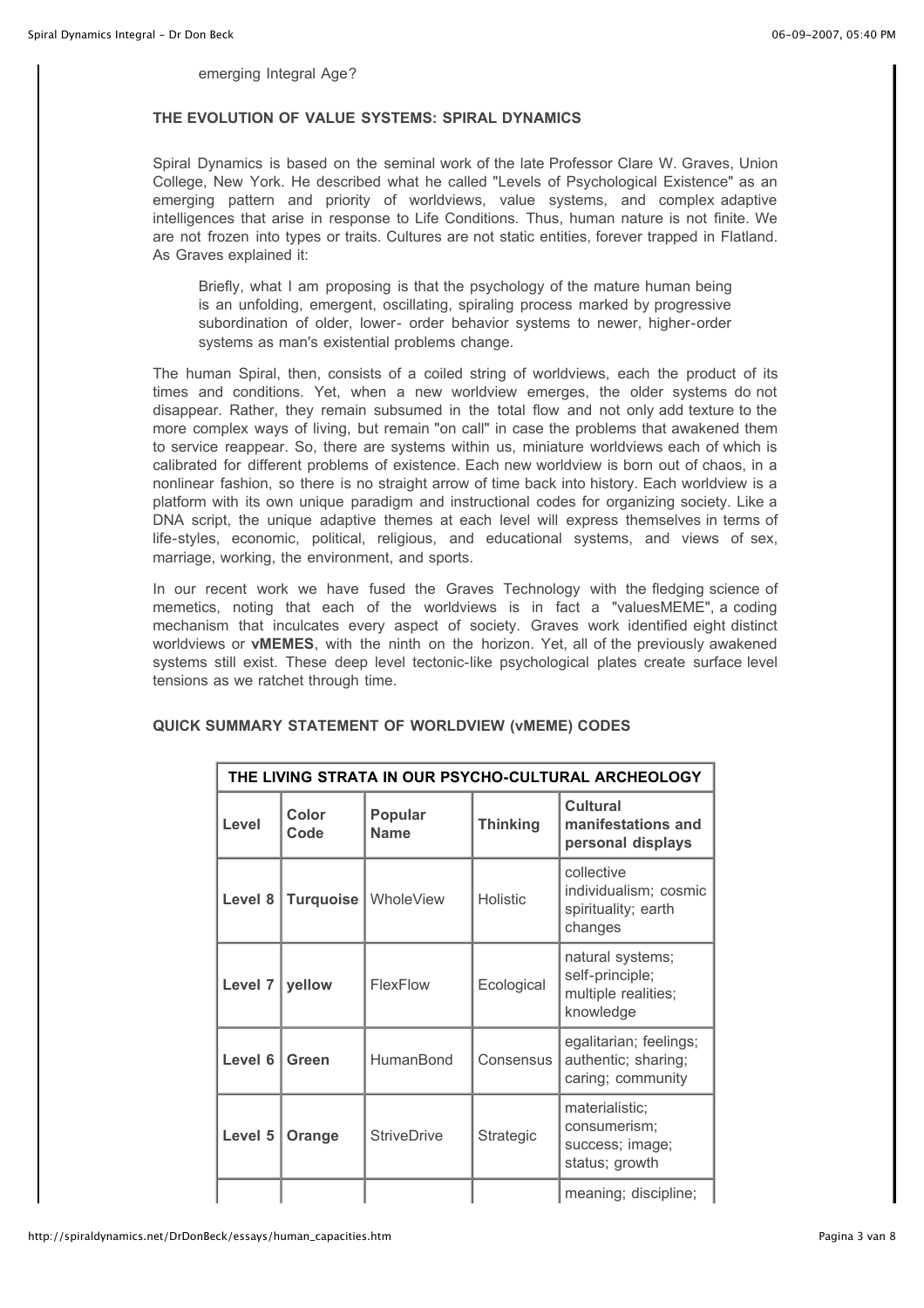emerging Integral Age?

**THE EVOLUTION OF VALUE SYSTEMS: SPIRAL DYNAMICS**

Spiral Dynamics is based on the seminal work of the late Professor Clare W. Graves, Union College, New York. He described what he called "Levels of Psychological Existence" as an emerging pattern and priority of worldviews, value systems, and complex adaptive intelligences that arise in response to Life Conditions. Thus, human nature is not finite. We are not frozen into types or traits. Cultures are not static entities, forever trapped in Flatland. As Graves explained it:

> Briefly, what I am proposing is that the psychology of the mature human being is an unfolding, emergent, oscillating, spiraling process marked by progressive subordination of older, lower- order behavior systems to newer, higher-order systems as man's existential problems change.

The human Spiral, then, consists of a coiled string of worldviews, each the product of its times and conditions. Yet, when a new worldview emerges, the older systems do not disappear. Rather, they remain subsumed in the total flow and not only add texture to the more complex ways of living, but remain "on call" in case the problems that awakened them to service reappear. So, there are systems within us, miniature worldviews each of which is calibrated for different problems of existence. Each new worldview is born out of chaos, in a nonlinear fashion, so there is no straight arrow of time back into history. Each worldview is a platform with its own unique paradigm and instructional codes for organizing society. Like a DNA script, the unique adaptive themes at each level will express themselves in terms of life-styles, economic, political, religious, and educational systems, and views of sex, marriage, working, the environment, and sports.

In our recent work we have fused the Graves Technology with the fledging science of memetics, noting that each of the worldviews is in fact a "valuesMEME", a coding mechanism that inculcates every aspect of society. Graves work identified eight distinct worldviews or **vMEMES**, with the ninth on the horizon. Yet, all of the previously awakened systems still exist. These deep level tectonic-like psychological plates create surface level tensions as we ratchet through time.

**QUICK SUMMARY STATEMENT OF WORLDVIEW (vMEME) CODES**

| THE LIVING STRATA IN OUR PSYCHO-CULTURAL ARCHEOLOGY | | | | |
|---|---|---|---|---|
| **Level** | **Color Code** | **Popular Name** | **Thinking** | **Cultural manifestations and personal displays** |
| **Level 8** | **Turquoise** | WholeView | Holistic | collective individualism; cosmic spirituality; earth changes |
| **Level 7** | **yellow** | FlexFlow | Ecological | natural systems; self-principle; multiple realities; knowledge |
| **Level 6** | **Green** | HumanBond | Consensus | egalitarian; feelings; authentic; sharing; caring; community |
| **Level 5** | **Orange** | StriveDrive | Strategic | materialistic; consumerism; success; image; status; growth |
| | | | | meaning; discipline; |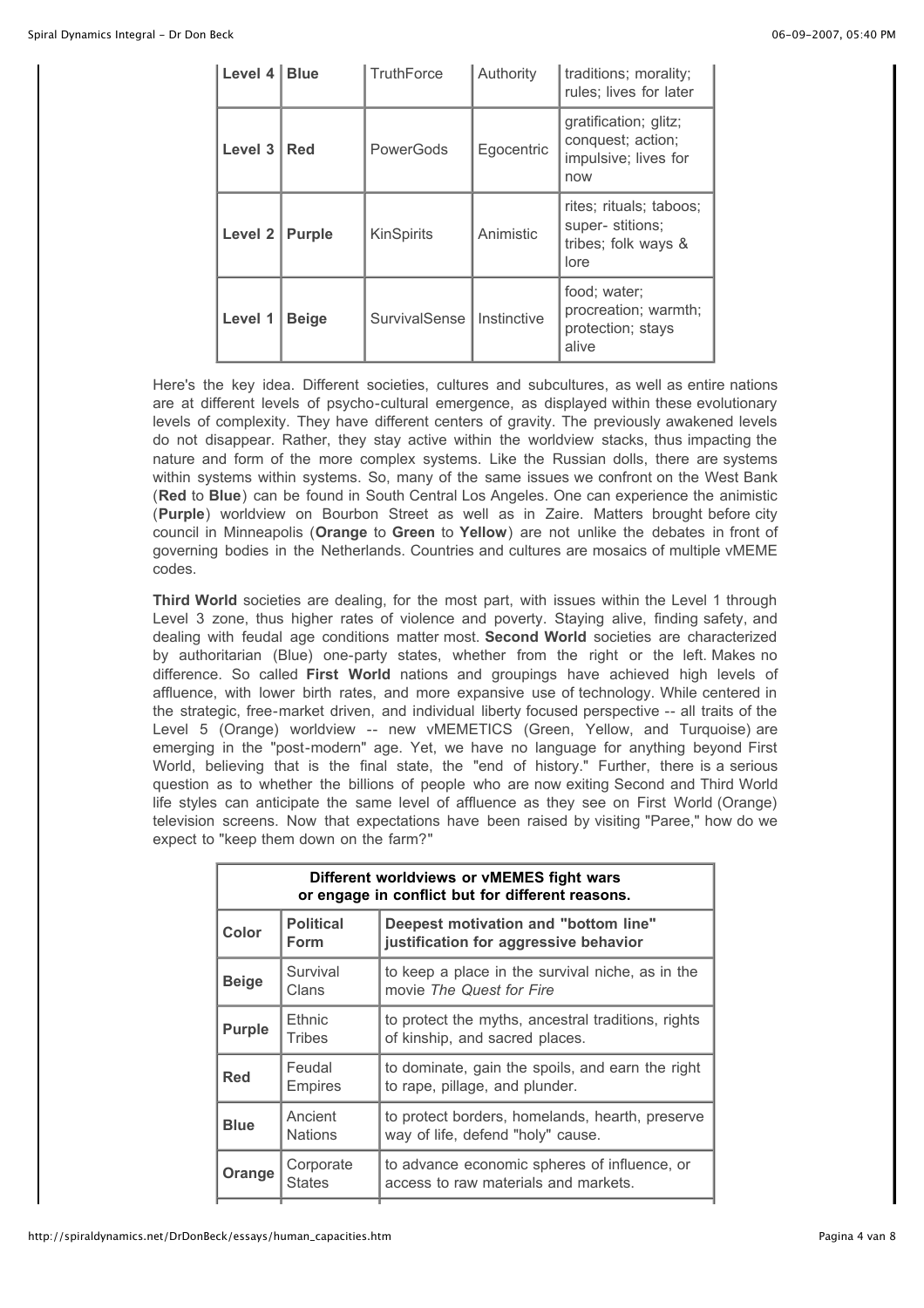| Level 4 | **Blue** | TruthForce | Authority | traditions; morality; rules; lives for later |
|---|---|---|---|---|
| Level 3 | **Red** | PowerGods | Egocentric | gratification; glitz; conquest; action; impulsive; lives for now |
| Level 2 | **Purple** | KinSpirits | Animistic | rites; rituals; taboos; super- stitions; tribes; folk ways & lore |
| Level 1 | **Beige** | SurvivalSense | Instinctive | food; water; procreation; warmth; protection; stays alive |

Here's the key idea. Different societies, cultures and subcultures, as well as entire nations are at different levels of psycho-cultural emergence, as displayed within these evolutionary levels of complexity. They have different centers of gravity. The previously awakened levels do not disappear. Rather, they stay active within the worldview stacks, thus impacting the nature and form of the more complex systems. Like the Russian dolls, there are systems within systems within systems. So, many of the same issues we confront on the West Bank (**Red** to **Blue**) can be found in South Central Los Angeles. One can experience the animistic (**Purple**) worldview on Bourbon Street as well as in Zaire. Matters brought before city council in Minneapolis (**Orange** to **Green** to **Yellow**) are not unlike the debates in front of governing bodies in the Netherlands. Countries and cultures are mosaics of multiple vMEME codes.

**Third World** societies are dealing, for the most part, with issues within the Level 1 through Level 3 zone, thus higher rates of violence and poverty. Staying alive, finding safety, and dealing with feudal age conditions matter most. **Second World** societies are characterized by authoritarian (Blue) one-party states, whether from the right or the left. Makes no difference. So called **First World** nations and groupings have achieved high levels of affluence, with lower birth rates, and more expansive use of technology. While centered in the strategic, free-market driven, and individual liberty focused perspective -- all traits of the Level 5 (Orange) worldview -- new vMEMETICS (Green, Yellow, and Turquoise) are emerging in the "post-modern" age. Yet, we have no language for anything beyond First World, believing that is the final state, the "end of history." Further, there is a serious question as to whether the billions of people who are now exiting Second and Third World life styles can anticipate the same level of affluence as they see on First World (Orange) television screens. Now that expectations have been raised by visiting "Paree," how do we expect to "keep them down on the farm?"

| **Different worldviews or vMEMES fight wars or engage in conflict but for different reasons.** | | |
|---|---|---|
| **Color** | **Political Form** | **Deepest motivation and "bottom line" justification for aggressive behavior** |
| **Beige** | Survival Clans | to keep a place in the survival niche, as in the movie *The Quest for Fire* |
| **Purple** | Ethnic Tribes | to protect the myths, ancestral traditions, rights of kinship, and sacred places. |
| **Red** | Feudal Empires | to dominate, gain the spoils, and earn the right to rape, pillage, and plunder. |
| **Blue** | Ancient Nations | to protect borders, homelands, hearth, preserve way of life, defend "holy" cause. |
| **Orange** | Corporate States | to advance economic spheres of influence, or access to raw materials and markets. |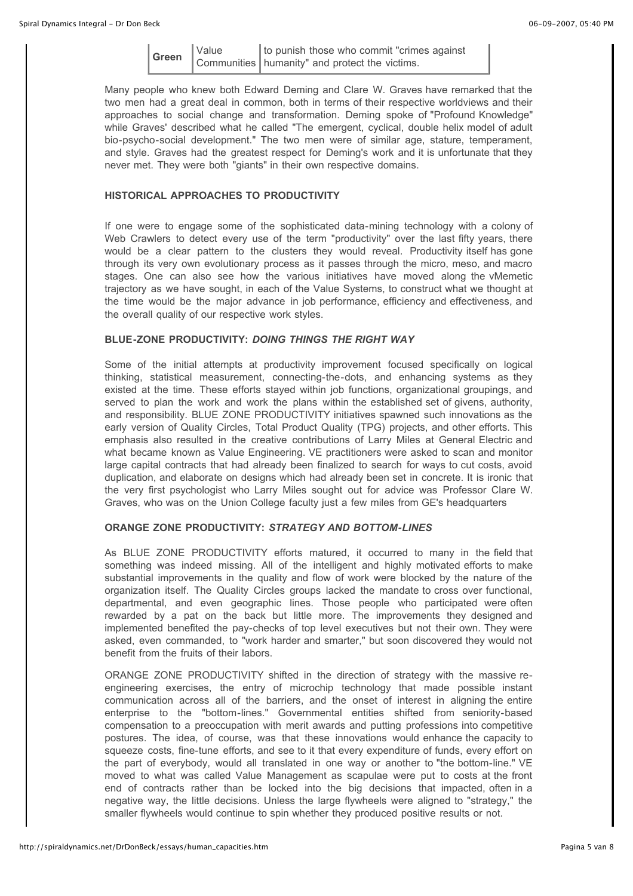| Green | Value Communities | to punish those who commit "crimes against humanity" and protect the victims. |
|---|---|---|

Many people who knew both Edward Deming and Clare W. Graves have remarked that the two men had a great deal in common, both in terms of their respective worldviews and their approaches to social change and transformation. Deming spoke of "Profound Knowledge" while Graves' described what he called "The emergent, cyclical, double helix model of adult bio-psycho-social development." The two men were of similar age, stature, temperament, and style. Graves had the greatest respect for Deming's work and it is unfortunate that they never met. They were both "giants" in their own respective domains.

### HISTORICAL APPROACHES TO PRODUCTIVITY

If one were to engage some of the sophisticated data-mining technology with a colony of Web Crawlers to detect every use of the term "productivity" over the last fifty years, there would be a clear pattern to the clusters they would reveal. Productivity itself has gone through its very own evolutionary process as it passes through the micro, meso, and macro stages. One can also see how the various initiatives have moved along the vMemetic trajectory as we have sought, in each of the Value Systems, to construct what we thought at the time would be the major advance in job performance, efficiency and effectiveness, and the overall quality of our respective work styles.

### BLUE-ZONE PRODUCTIVITY: *DOING THINGS THE RIGHT WAY*

Some of the initial attempts at productivity improvement focused specifically on logical thinking, statistical measurement, connecting-the-dots, and enhancing systems as they existed at the time. These efforts stayed within job functions, organizational groupings, and served to plan the work and work the plans within the established set of givens, authority, and responsibility. BLUE ZONE PRODUCTIVITY initiatives spawned such innovations as the early version of Quality Circles, Total Product Quality (TPG) projects, and other efforts. This emphasis also resulted in the creative contributions of Larry Miles at General Electric and what became known as Value Engineering. VE practitioners were asked to scan and monitor large capital contracts that had already been finalized to search for ways to cut costs, avoid duplication, and elaborate on designs which had already been set in concrete. It is ironic that the very first psychologist who Larry Miles sought out for advice was Professor Clare W. Graves, who was on the Union College faculty just a few miles from GE's headquarters

### ORANGE ZONE PRODUCTIVITY: *STRATEGY AND BOTTOM-LINES*

As BLUE ZONE PRODUCTIVITY efforts matured, it occurred to many in the field that something was indeed missing. All of the intelligent and highly motivated efforts to make substantial improvements in the quality and flow of work were blocked by the nature of the organization itself. The Quality Circles groups lacked the mandate to cross over functional, departmental, and even geographic lines. Those people who participated were often rewarded by a pat on the back but little more. The improvements they designed and implemented benefited the pay-checks of top level executives but not their own. They were asked, even commanded, to "work harder and smarter," but soon discovered they would not benefit from the fruits of their labors.

ORANGE ZONE PRODUCTIVITY shifted in the direction of strategy with the massive re-engineering exercises, the entry of microchip technology that made possible instant communication across all of the barriers, and the onset of interest in aligning the entire enterprise to the "bottom-lines." Governmental entities shifted from seniority-based compensation to a preoccupation with merit awards and putting professions into competitive postures. The idea, of course, was that these innovations would enhance the capacity to squeeze costs, fine-tune efforts, and see to it that every expenditure of funds, every effort on the part of everybody, would all translated in one way or another to "the bottom-line." VE moved to what was called Value Management as scapulae were put to costs at the front end of contracts rather than be locked into the big decisions that impacted, often in a negative way, the little decisions. Unless the large flywheels were aligned to "strategy," the smaller flywheels would continue to spin whether they produced positive results or not.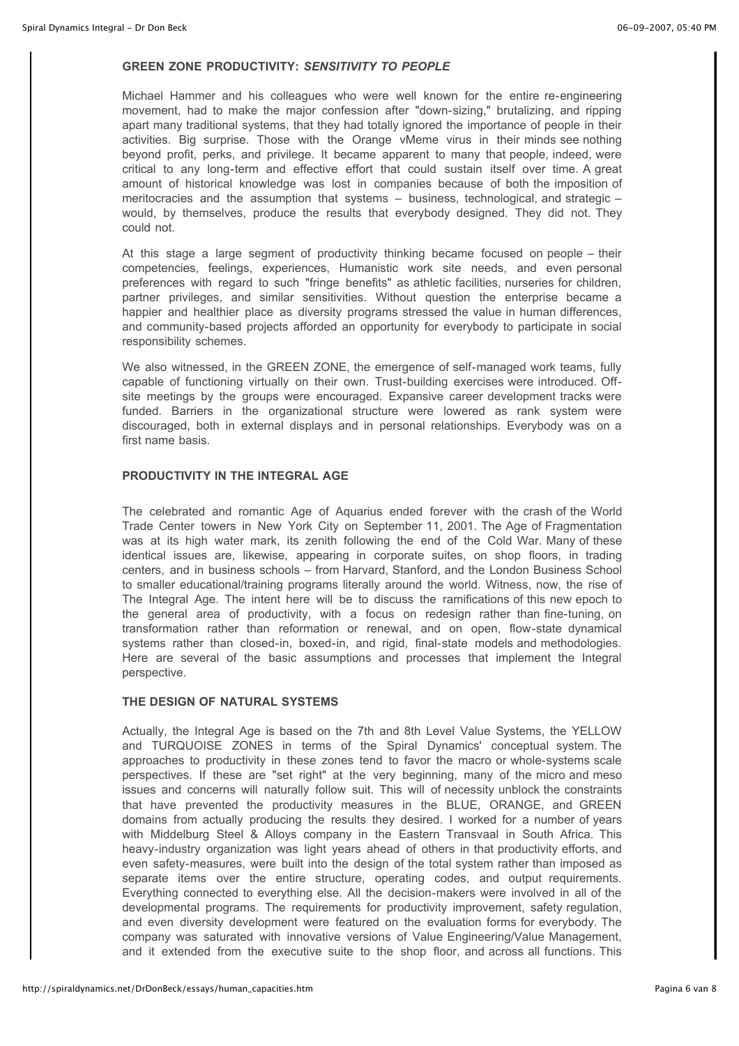### GREEN ZONE PRODUCTIVITY: *SENSITIVITY TO PEOPLE*

Michael Hammer and his colleagues who were well known for the entire re-engineering movement, had to make the major confession after "down-sizing," brutalizing, and ripping apart many traditional systems, that they had totally ignored the importance of people in their activities. Big surprise. Those with the Orange vMeme virus in their minds see nothing beyond profit, perks, and privilege. It became apparent to many that people, indeed, were critical to any long-term and effective effort that could sustain itself over time. A great amount of historical knowledge was lost in companies because of both the imposition of meritocracies and the assumption that systems – business, technological, and strategic – would, by themselves, produce the results that everybody designed. They did not. They could not.

At this stage a large segment of productivity thinking became focused on people – their competencies, feelings, experiences, Humanistic work site needs, and even personal preferences with regard to such "fringe benefits" as athletic facilities, nurseries for children, partner privileges, and similar sensitivities. Without question the enterprise became a happier and healthier place as diversity programs stressed the value in human differences, and community-based projects afforded an opportunity for everybody to participate in social responsibility schemes.

We also witnessed, in the GREEN ZONE, the emergence of self-managed work teams, fully capable of functioning virtually on their own. Trust-building exercises were introduced. Off-site meetings by the groups were encouraged. Expansive career development tracks were funded. Barriers in the organizational structure were lowered as rank system were discouraged, both in external displays and in personal relationships. Everybody was on a first name basis.

### PRODUCTIVITY IN THE INTEGRAL AGE

The celebrated and romantic Age of Aquarius ended forever with the crash of the World Trade Center towers in New York City on September 11, 2001. The Age of Fragmentation was at its high water mark, its zenith following the end of the Cold War. Many of these identical issues are, likewise, appearing in corporate suites, on shop floors, in trading centers, and in business schools – from Harvard, Stanford, and the London Business School to smaller educational/training programs literally around the world. Witness, now, the rise of The Integral Age. The intent here will be to discuss the ramifications of this new epoch to the general area of productivity, with a focus on redesign rather than fine-tuning, on transformation rather than reformation or renewal, and on open, flow-state dynamical systems rather than closed-in, boxed-in, and rigid, final-state models and methodologies. Here are several of the basic assumptions and processes that implement the Integral perspective.

### THE DESIGN OF NATURAL SYSTEMS

Actually, the Integral Age is based on the 7th and 8th Level Value Systems, the YELLOW and TURQUOISE ZONES in terms of the Spiral Dynamics' conceptual system. The approaches to productivity in these zones tend to favor the macro or whole-systems scale perspectives. If these are "set right" at the very beginning, many of the micro and meso issues and concerns will naturally follow suit. This will of necessity unblock the constraints that have prevented the productivity measures in the BLUE, ORANGE, and GREEN domains from actually producing the results they desired. I worked for a number of years with Middelburg Steel & Alloys company in the Eastern Transvaal in South Africa. This heavy-industry organization was light years ahead of others in that productivity efforts, and even safety-measures, were built into the design of the total system rather than imposed as separate items over the entire structure, operating codes, and output requirements. Everything connected to everything else. All the decision-makers were involved in all of the developmental programs. The requirements for productivity improvement, safety regulation, and even diversity development were featured on the evaluation forms for everybody. The company was saturated with innovative versions of Value Engineering/Value Management, and it extended from the executive suite to the shop floor, and across all functions. This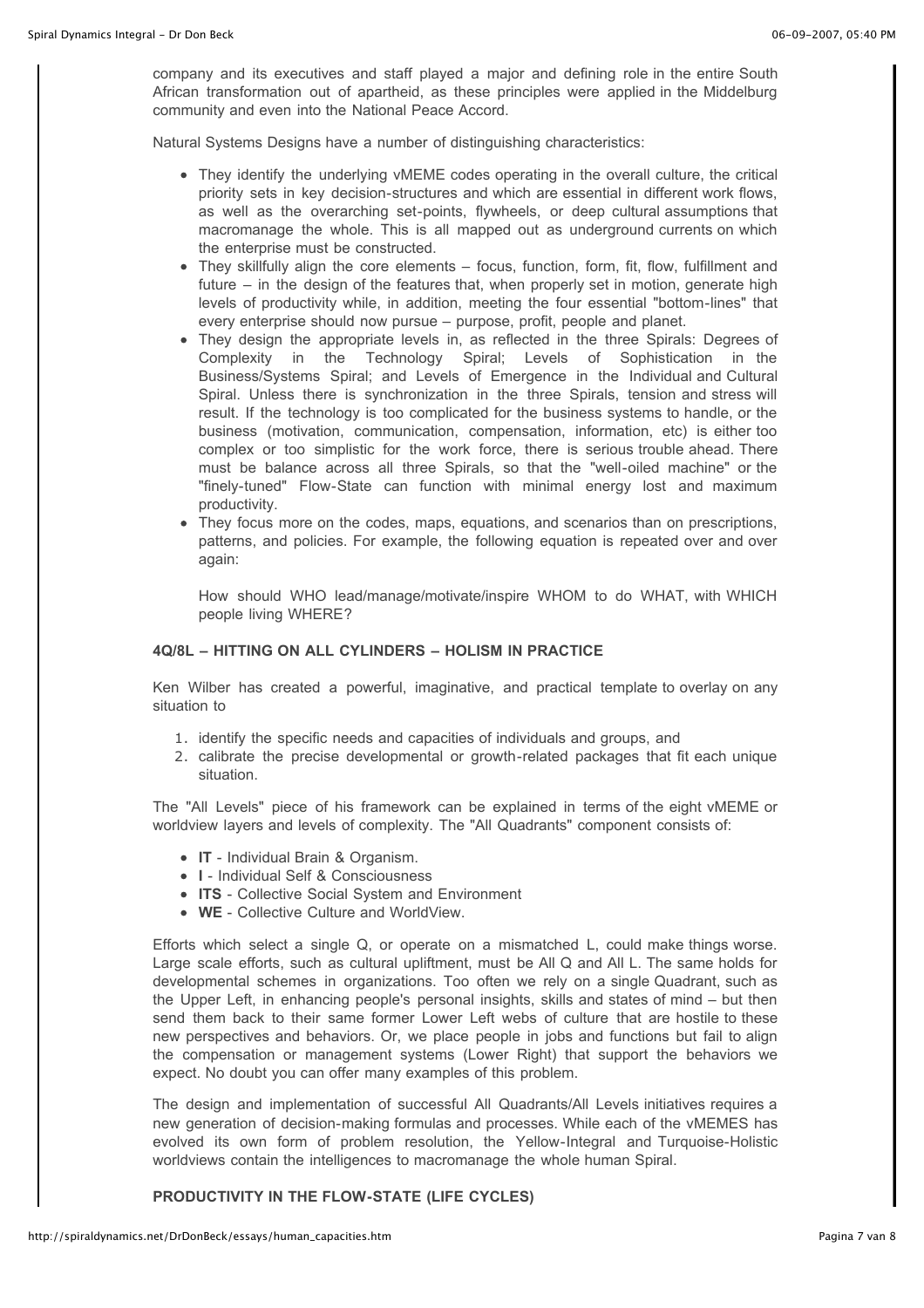company and its executives and staff played a major and defining role in the entire South African transformation out of apartheid, as these principles were applied in the Middelburg community and even into the National Peace Accord.

Natural Systems Designs have a number of distinguishing characteristics:

- They identify the underlying vMEME codes operating in the overall culture, the critical priority sets in key decision-structures and which are essential in different work flows, as well as the overarching set-points, flywheels, or deep cultural assumptions that macromanage the whole. This is all mapped out as underground currents on which the enterprise must be constructed.
- They skillfully align the core elements – focus, function, form, fit, flow, fulfillment and future – in the design of the features that, when properly set in motion, generate high levels of productivity while, in addition, meeting the four essential "bottom-lines" that every enterprise should now pursue – purpose, profit, people and planet.
- They design the appropriate levels in, as reflected in the three Spirals: Degrees of Complexity in the Technology Spiral; Levels of Sophistication in the Business/Systems Spiral; and Levels of Emergence in the Individual and Cultural Spiral. Unless there is synchronization in the three Spirals, tension and stress will result. If the technology is too complicated for the business systems to handle, or the business (motivation, communication, compensation, information, etc) is either too complex or too simplistic for the work force, there is serious trouble ahead. There must be balance across all three Spirals, so that the "well-oiled machine" or the "finely-tuned" Flow-State can function with minimal energy lost and maximum productivity.
- They focus more on the codes, maps, equations, and scenarios than on prescriptions, patterns, and policies. For example, the following equation is repeated over and over again:

  How should WHO lead/manage/motivate/inspire WHOM to do WHAT, with WHICH people living WHERE?

**4Q/8L – HITTING ON ALL CYLINDERS – HOLISM IN PRACTICE**

Ken Wilber has created a powerful, imaginative, and practical template to overlay on any situation to

1. identify the specific needs and capacities of individuals and groups, and
2. calibrate the precise developmental or growth-related packages that fit each unique situation.

The "All Levels" piece of his framework can be explained in terms of the eight vMEME or worldview layers and levels of complexity. The "All Quadrants" component consists of:

- **IT** - Individual Brain & Organism.
- **I** - Individual Self & Consciousness
- **ITS** - Collective Social System and Environment
- **WE** - Collective Culture and WorldView.

Efforts which select a single Q, or operate on a mismatched L, could make things worse. Large scale efforts, such as cultural upliftment, must be All Q and All L. The same holds for developmental schemes in organizations. Too often we rely on a single Quadrant, such as the Upper Left, in enhancing people's personal insights, skills and states of mind – but then send them back to their same former Lower Left webs of culture that are hostile to these new perspectives and behaviors. Or, we place people in jobs and functions but fail to align the compensation or management systems (Lower Right) that support the behaviors we expect. No doubt you can offer many examples of this problem.

The design and implementation of successful All Quadrants/All Levels initiatives requires a new generation of decision-making formulas and processes. While each of the vMEMES has evolved its own form of problem resolution, the Yellow-Integral and Turquoise-Holistic worldviews contain the intelligences to macromanage the whole human Spiral.

**PRODUCTIVITY IN THE FLOW-STATE (LIFE CYCLES)**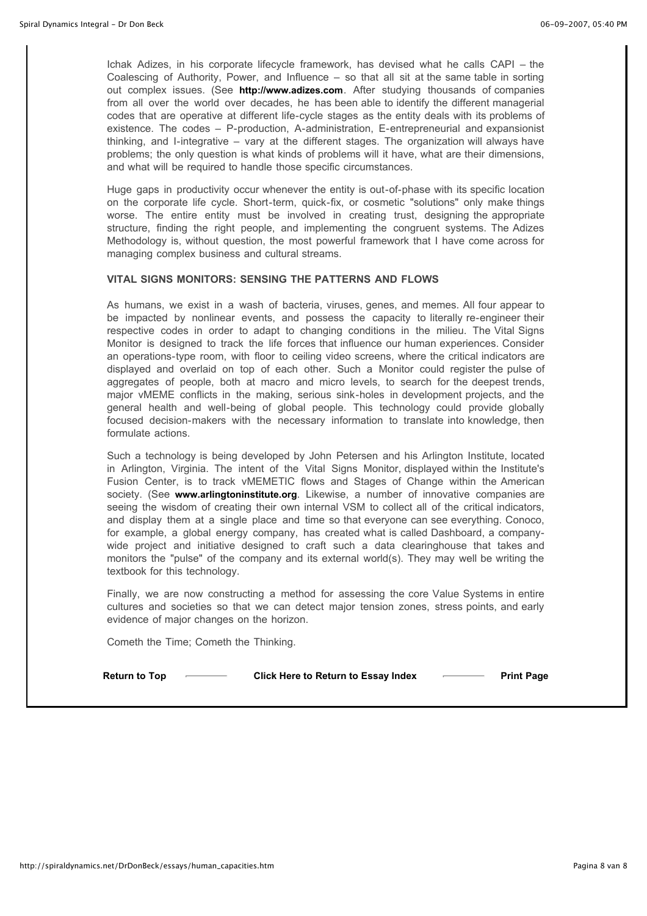Ichak Adizes, in his corporate lifecycle framework, has devised what he calls CAPI – the Coalescing of Authority, Power, and Influence – so that all sit at the same table in sorting out complex issues. (See **http://www.adizes.com**. After studying thousands of companies from all over the world over decades, he has been able to identify the different managerial codes that are operative at different life-cycle stages as the entity deals with its problems of existence. The codes – P-production, A-administration, E-entrepreneurial and expansionist thinking, and I-integrative – vary at the different stages. The organization will always have problems; the only question is what kinds of problems will it have, what are their dimensions, and what will be required to handle those specific circumstances.

Huge gaps in productivity occur whenever the entity is out-of-phase with its specific location on the corporate life cycle. Short-term, quick-fix, or cosmetic "solutions" only make things worse. The entire entity must be involved in creating trust, designing the appropriate structure, finding the right people, and implementing the congruent systems. The Adizes Methodology is, without question, the most powerful framework that I have come across for managing complex business and cultural streams.

### VITAL SIGNS MONITORS: SENSING THE PATTERNS AND FLOWS

As humans, we exist in a wash of bacteria, viruses, genes, and memes. All four appear to be impacted by nonlinear events, and possess the capacity to literally re-engineer their respective codes in order to adapt to changing conditions in the milieu. The Vital Signs Monitor is designed to track the life forces that influence our human experiences. Consider an operations-type room, with floor to ceiling video screens, where the critical indicators are displayed and overlaid on top of each other. Such a Monitor could register the pulse of aggregates of people, both at macro and micro levels, to search for the deepest trends, major vMEME conflicts in the making, serious sink-holes in development projects, and the general health and well-being of global people. This technology could provide globally focused decision-makers with the necessary information to translate into knowledge, then formulate actions.

Such a technology is being developed by John Petersen and his Arlington Institute, located in Arlington, Virginia. The intent of the Vital Signs Monitor, displayed within the Institute's Fusion Center, is to track vMEMETIC flows and Stages of Change within the American society. (See **www.arlingtoninstitute.org**. Likewise, a number of innovative companies are seeing the wisdom of creating their own internal VSM to collect all of the critical indicators, and display them at a single place and time so that everyone can see everything. Conoco, for example, a global energy company, has created what is called Dashboard, a company-wide project and initiative designed to craft such a data clearinghouse that takes and monitors the "pulse" of the company and its external world(s). They may well be writing the textbook for this technology.

Finally, we are now constructing a method for assessing the core Value Systems in entire cultures and societies so that we can detect major tension zones, stress points, and early evidence of major changes on the horizon.

Cometh the Time; Cometh the Thinking.

**Return to Top** **Click Here to Return to Essay Index** **Print Page**